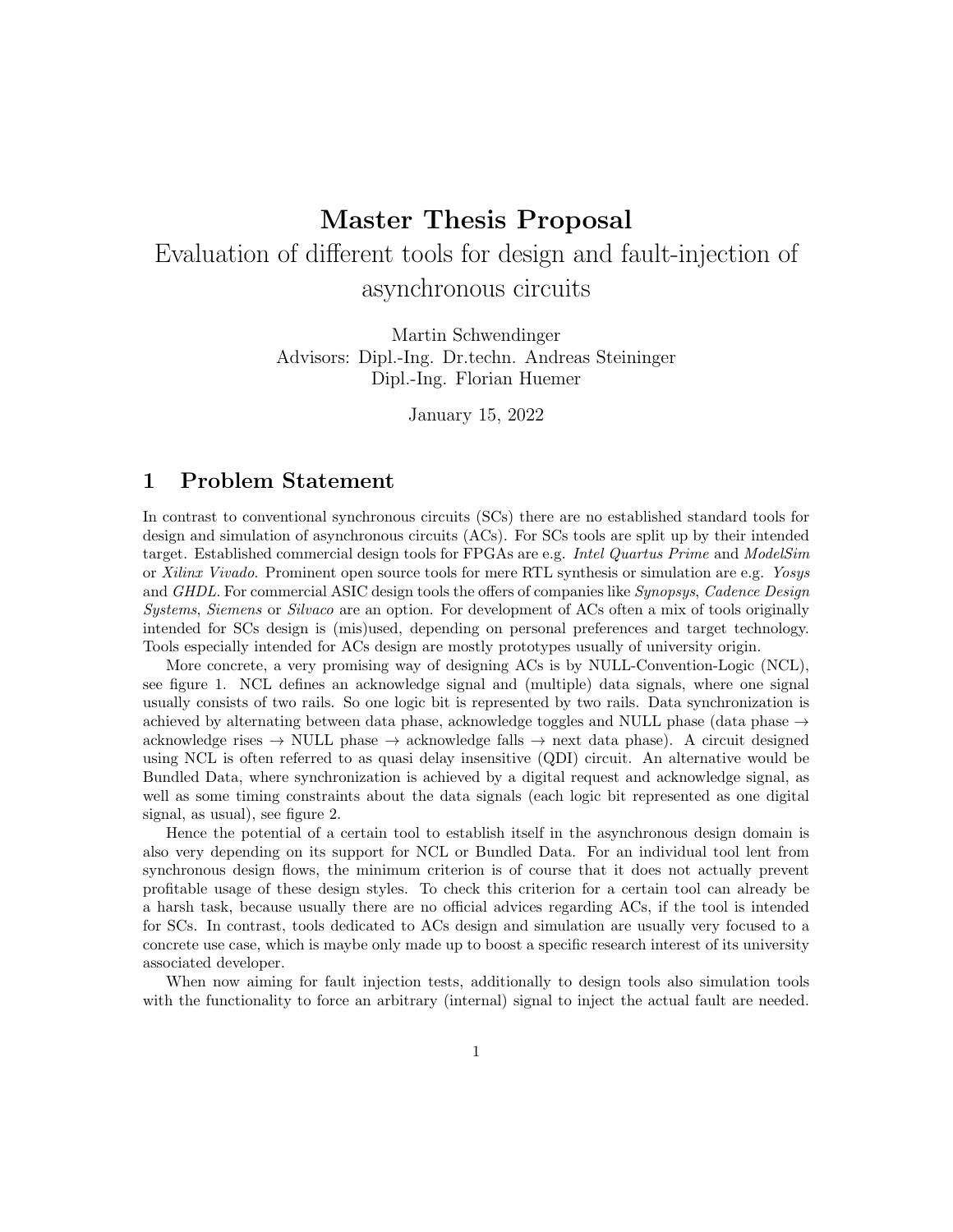# Master Thesis Proposal

Evaluation of different tools for design and fault-injection of asynchronous circuits

Martin Schwendinger
Advisors: Dipl.-Ing. Dr.techn. Andreas Steininger
Dipl.-Ing. Florian Huemer

January 15, 2022

## 1 Problem Statement

In contrast to conventional synchronous circuits (SCs) there are no established standard tools for design and simulation of asynchronous circuits (ACs). For SCs tools are split up by their intended target. Established commercial design tools for FPGAs are e.g. *Intel Quartus Prime* and *ModelSim* or *Xilinx Vivado*. Prominent open source tools for mere RTL synthesis or simulation are e.g. *Yosys* and *GHDL*. For commercial ASIC design tools the offers of companies like *Synopsys*, *Cadence Design Systems*, *Siemens* or *Silvaco* are an option. For development of ACs often a mix of tools originally intended for SCs design is (mis)used, depending on personal preferences and target technology. Tools especially intended for ACs design are mostly prototypes usually of university origin.

More concrete, a very promising way of designing ACs is by NULL-Convention-Logic (NCL), see figure 1. NCL defines an acknowledge signal and (multiple) data signals, where one signal usually consists of two rails. So one logic bit is represented by two rails. Data synchronization is achieved by alternating between data phase, acknowledge toggles and NULL phase (data phase → acknowledge rises → NULL phase → acknowledge falls → next data phase). A circuit designed using NCL is often referred to as quasi delay insensitive (QDI) circuit. An alternative would be Bundled Data, where synchronization is achieved by a digital request and acknowledge signal, as well as some timing constraints about the data signals (each logic bit represented as one digital signal, as usual), see figure 2.

Hence the potential of a certain tool to establish itself in the asynchronous design domain is also very depending on its support for NCL or Bundled Data. For an individual tool lent from synchronous design flows, the minimum criterion is of course that it does not actually prevent profitable usage of these design styles. To check this criterion for a certain tool can already be a harsh task, because usually there are no official advices regarding ACs, if the tool is intended for SCs. In contrast, tools dedicated to ACs design and simulation are usually very focused to a concrete use case, which is maybe only made up to boost a specific research interest of its university associated developer.

When now aiming for fault injection tests, additionally to design tools also simulation tools with the functionality to force an arbitrary (internal) signal to inject the actual fault are needed.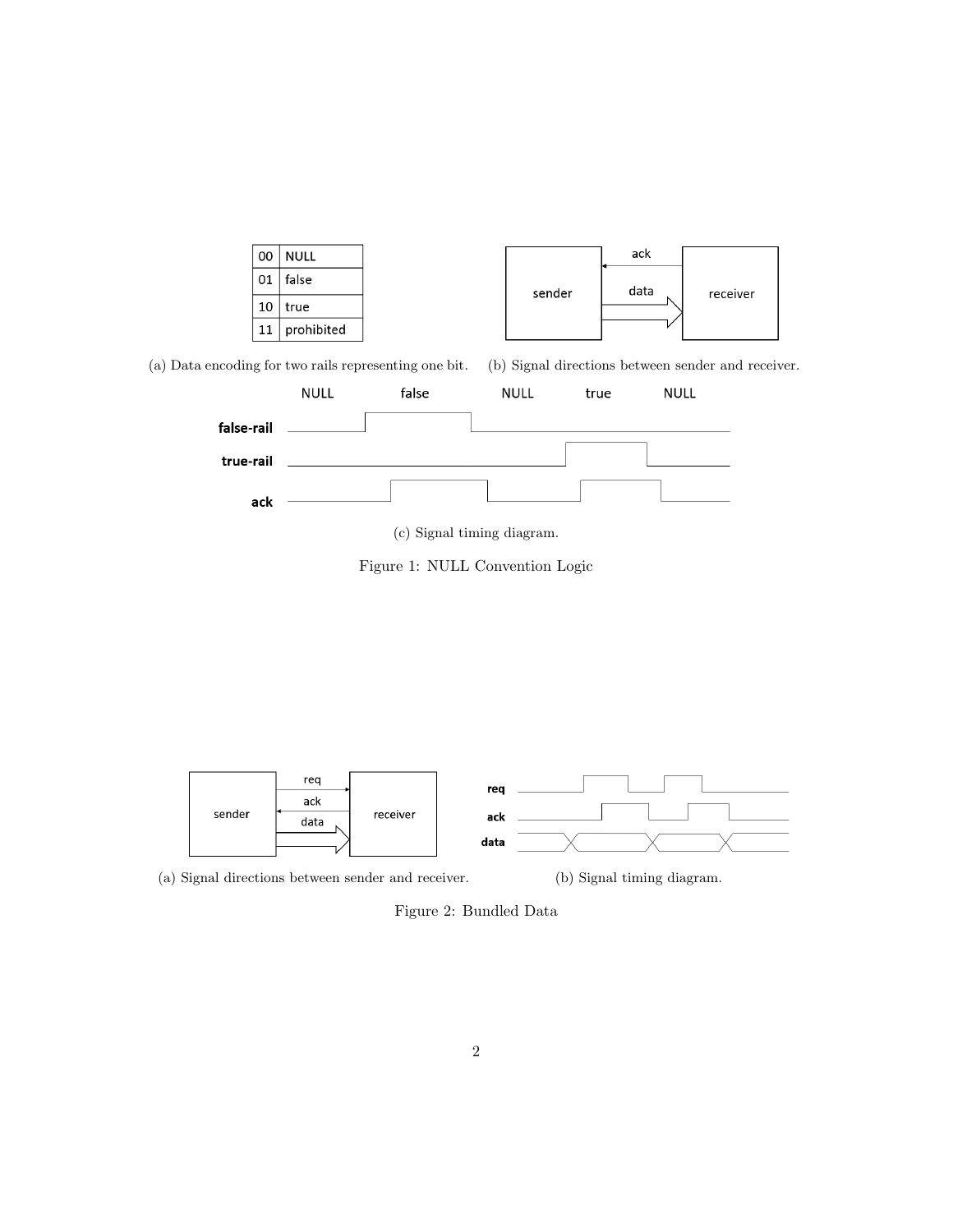| 00 | NULL |
| --- | --- |
| 01 | false |
| 10 | true |
| 11 | prohibited |

(a) Data encoding for two rails representing one bit.

(b) Signal directions between sender and receiver.

(c) Signal timing diagram.

Figure 1: NULL Convention Logic

(a) Signal directions between sender and receiver.

(b) Signal timing diagram.

Figure 2: Bundled Data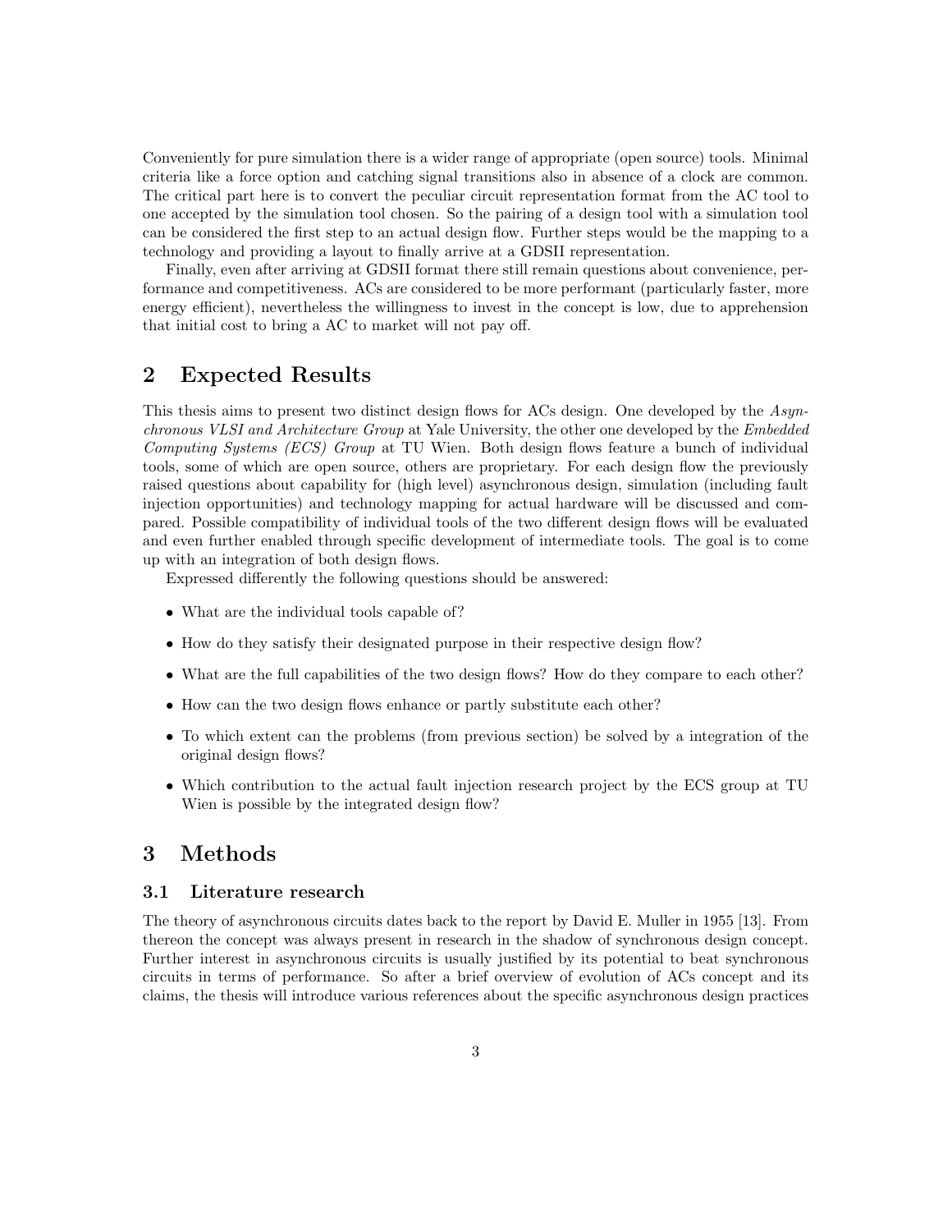Conveniently for pure simulation there is a wider range of appropriate (open source) tools. Minimal criteria like a force option and catching signal transitions also in absence of a clock are common. The critical part here is to convert the peculiar circuit representation format from the AC tool to one accepted by the simulation tool chosen. So the pairing of a design tool with a simulation tool can be considered the first step to an actual design flow. Further steps would be the mapping to a technology and providing a layout to finally arrive at a GDSII representation.

Finally, even after arriving at GDSII format there still remain questions about convenience, performance and competitiveness. ACs are considered to be more performant (particularly faster, more energy efficient), nevertheless the willingness to invest in the concept is low, due to apprehension that initial cost to bring a AC to market will not pay off.

# 2 Expected Results

This thesis aims to present two distinct design flows for ACs design. One developed by the *Asynchronous VLSI and Architecture Group* at Yale University, the other one developed by the *Embedded Computing Systems (ECS) Group* at TU Wien. Both design flows feature a bunch of individual tools, some of which are open source, others are proprietary. For each design flow the previously raised questions about capability for (high level) asynchronous design, simulation (including fault injection opportunities) and technology mapping for actual hardware will be discussed and compared. Possible compatibility of individual tools of the two different design flows will be evaluated and even further enabled through specific development of intermediate tools. The goal is to come up with an integration of both design flows.

Expressed differently the following questions should be answered:

- What are the individual tools capable of?
- How do they satisfy their designated purpose in their respective design flow?
- What are the full capabilities of the two design flows? How do they compare to each other?
- How can the two design flows enhance or partly substitute each other?
- To which extent can the problems (from previous section) be solved by a integration of the original design flows?
- Which contribution to the actual fault injection research project by the ECS group at TU Wien is possible by the integrated design flow?

# 3 Methods

## 3.1 Literature research

The theory of asynchronous circuits dates back to the report by David E. Muller in 1955 [13]. From thereon the concept was always present in research in the shadow of synchronous design concept. Further interest in asynchronous circuits is usually justified by its potential to beat synchronous circuits in terms of performance. So after a brief overview of evolution of ACs concept and its claims, the thesis will introduce various references about the specific asynchronous design practices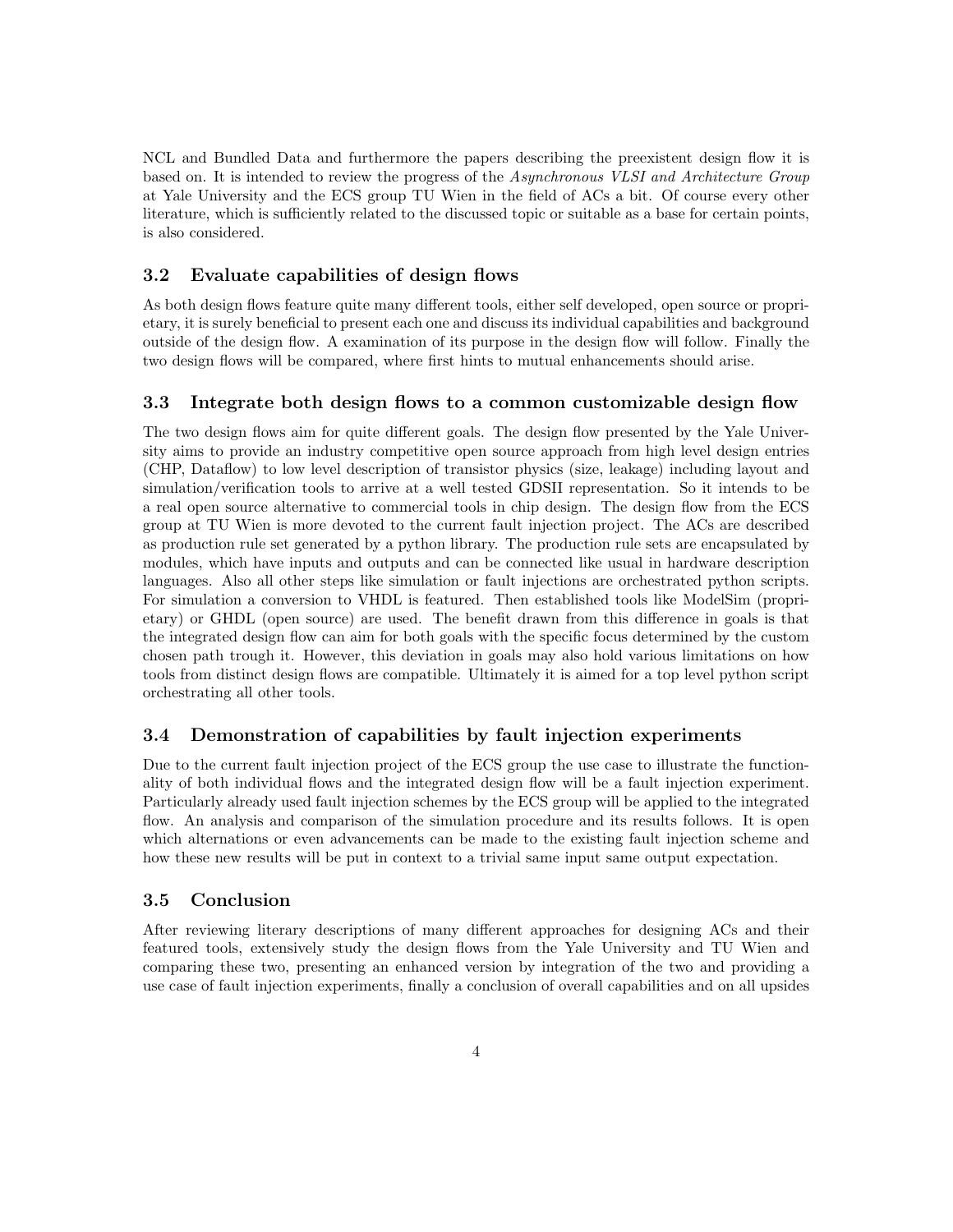NCL and Bundled Data and furthermore the papers describing the preexistent design flow it is based on. It is intended to review the progress of the *Asynchronous VLSI and Architecture Group* at Yale University and the ECS group TU Wien in the field of ACs a bit. Of course every other literature, which is sufficiently related to the discussed topic or suitable as a base for certain points, is also considered.

### 3.2 Evaluate capabilities of design flows

As both design flows feature quite many different tools, either self developed, open source or proprietary, it is surely beneficial to present each one and discuss its individual capabilities and background outside of the design flow. A examination of its purpose in the design flow will follow. Finally the two design flows will be compared, where first hints to mutual enhancements should arise.

### 3.3 Integrate both design flows to a common customizable design flow

The two design flows aim for quite different goals. The design flow presented by the Yale University aims to provide an industry competitive open source approach from high level design entries (CHP, Dataflow) to low level description of transistor physics (size, leakage) including layout and simulation/verification tools to arrive at a well tested GDSII representation. So it intends to be a real open source alternative to commercial tools in chip design. The design flow from the ECS group at TU Wien is more devoted to the current fault injection project. The ACs are described as production rule set generated by a python library. The production rule sets are encapsulated by modules, which have inputs and outputs and can be connected like usual in hardware description languages. Also all other steps like simulation or fault injections are orchestrated python scripts. For simulation a conversion to VHDL is featured. Then established tools like ModelSim (proprietary) or GHDL (open source) are used. The benefit drawn from this difference in goals is that the integrated design flow can aim for both goals with the specific focus determined by the custom chosen path trough it. However, this deviation in goals may also hold various limitations on how tools from distinct design flows are compatible. Ultimately it is aimed for a top level python script orchestrating all other tools.

### 3.4 Demonstration of capabilities by fault injection experiments

Due to the current fault injection project of the ECS group the use case to illustrate the functionality of both individual flows and the integrated design flow will be a fault injection experiment. Particularly already used fault injection schemes by the ECS group will be applied to the integrated flow. An analysis and comparison of the simulation procedure and its results follows. It is open which alternations or even advancements can be made to the existing fault injection scheme and how these new results will be put in context to a trivial same input same output expectation.

### 3.5 Conclusion

After reviewing literary descriptions of many different approaches for designing ACs and their featured tools, extensively study the design flows from the Yale University and TU Wien and comparing these two, presenting an enhanced version by integration of the two and providing a use case of fault injection experiments, finally a conclusion of overall capabilities and on all upsides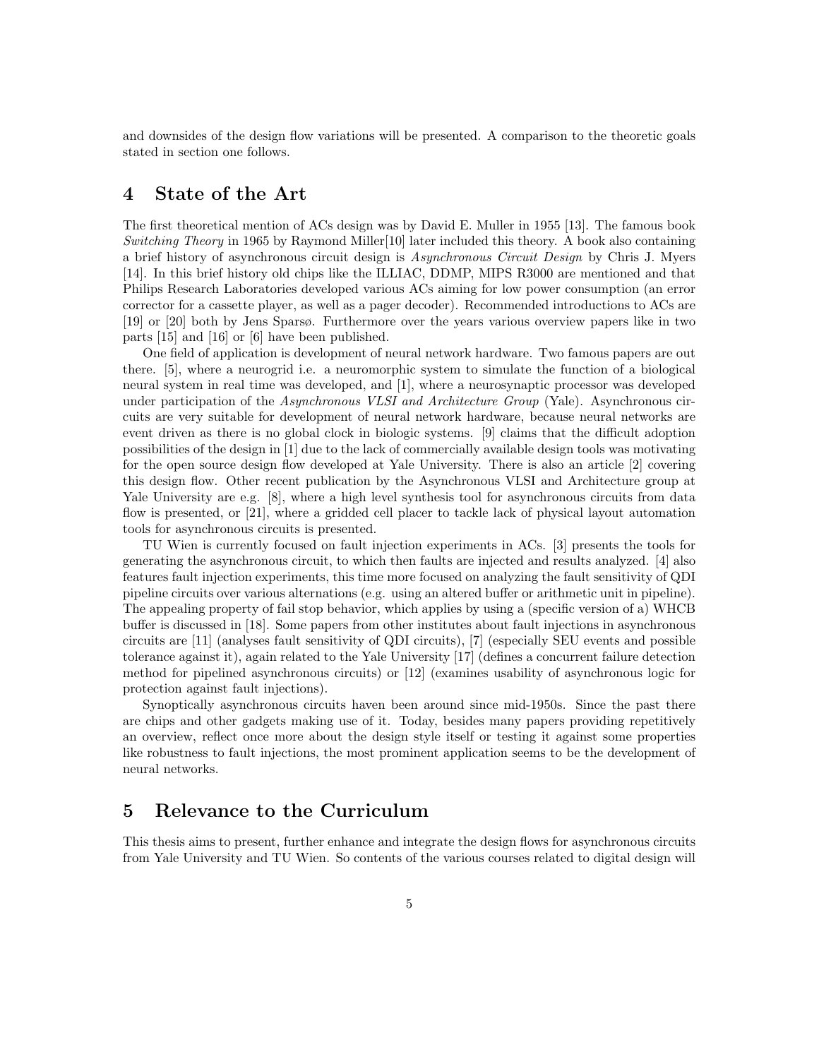and downsides of the design flow variations will be presented. A comparison to the theoretic goals stated in section one follows.

## 4 State of the Art

The first theoretical mention of ACs design was by David E. Muller in 1955 [13]. The famous book *Switching Theory* in 1965 by Raymond Miller[10] later included this theory. A book also containing a brief history of asynchronous circuit design is *Asynchronous Circuit Design* by Chris J. Myers [14]. In this brief history old chips like the ILLIAC, DDMP, MIPS R3000 are mentioned and that Philips Research Laboratories developed various ACs aiming for low power consumption (an error corrector for a cassette player, as well as a pager decoder). Recommended introductions to ACs are [19] or [20] both by Jens Sparsø. Furthermore over the years various overview papers like in two parts [15] and [16] or [6] have been published.

One field of application is development of neural network hardware. Two famous papers are out there. [5], where a neurogrid i.e. a neuromorphic system to simulate the function of a biological neural system in real time was developed, and [1], where a neurosynaptic processor was developed under participation of the *Asynchronous VLSI and Architecture Group* (Yale). Asynchronous circuits are very suitable for development of neural network hardware, because neural networks are event driven as there is no global clock in biologic systems. [9] claims that the difficult adoption possibilities of the design in [1] due to the lack of commercially available design tools was motivating for the open source design flow developed at Yale University. There is also an article [2] covering this design flow. Other recent publication by the Asynchronous VLSI and Architecture group at Yale University are e.g. [8], where a high level synthesis tool for asynchronous circuits from data flow is presented, or [21], where a gridded cell placer to tackle lack of physical layout automation tools for asynchronous circuits is presented.

TU Wien is currently focused on fault injection experiments in ACs. [3] presents the tools for generating the asynchronous circuit, to which then faults are injected and results analyzed. [4] also features fault injection experiments, this time more focused on analyzing the fault sensitivity of QDI pipeline circuits over various alternations (e.g. using an altered buffer or arithmetic unit in pipeline). The appealing property of fail stop behavior, which applies by using a (specific version of a) WHCB buffer is discussed in [18]. Some papers from other institutes about fault injections in asynchronous circuits are [11] (analyses fault sensitivity of QDI circuits), [7] (especially SEU events and possible tolerance against it), again related to the Yale University [17] (defines a concurrent failure detection method for pipelined asynchronous circuits) or [12] (examines usability of asynchronous logic for protection against fault injections).

Synoptically asynchronous circuits haven been around since mid-1950s. Since the past there are chips and other gadgets making use of it. Today, besides many papers providing repetitively an overview, reflect once more about the design style itself or testing it against some properties like robustness to fault injections, the most prominent application seems to be the development of neural networks.

## 5 Relevance to the Curriculum

This thesis aims to present, further enhance and integrate the design flows for asynchronous circuits from Yale University and TU Wien. So contents of the various courses related to digital design will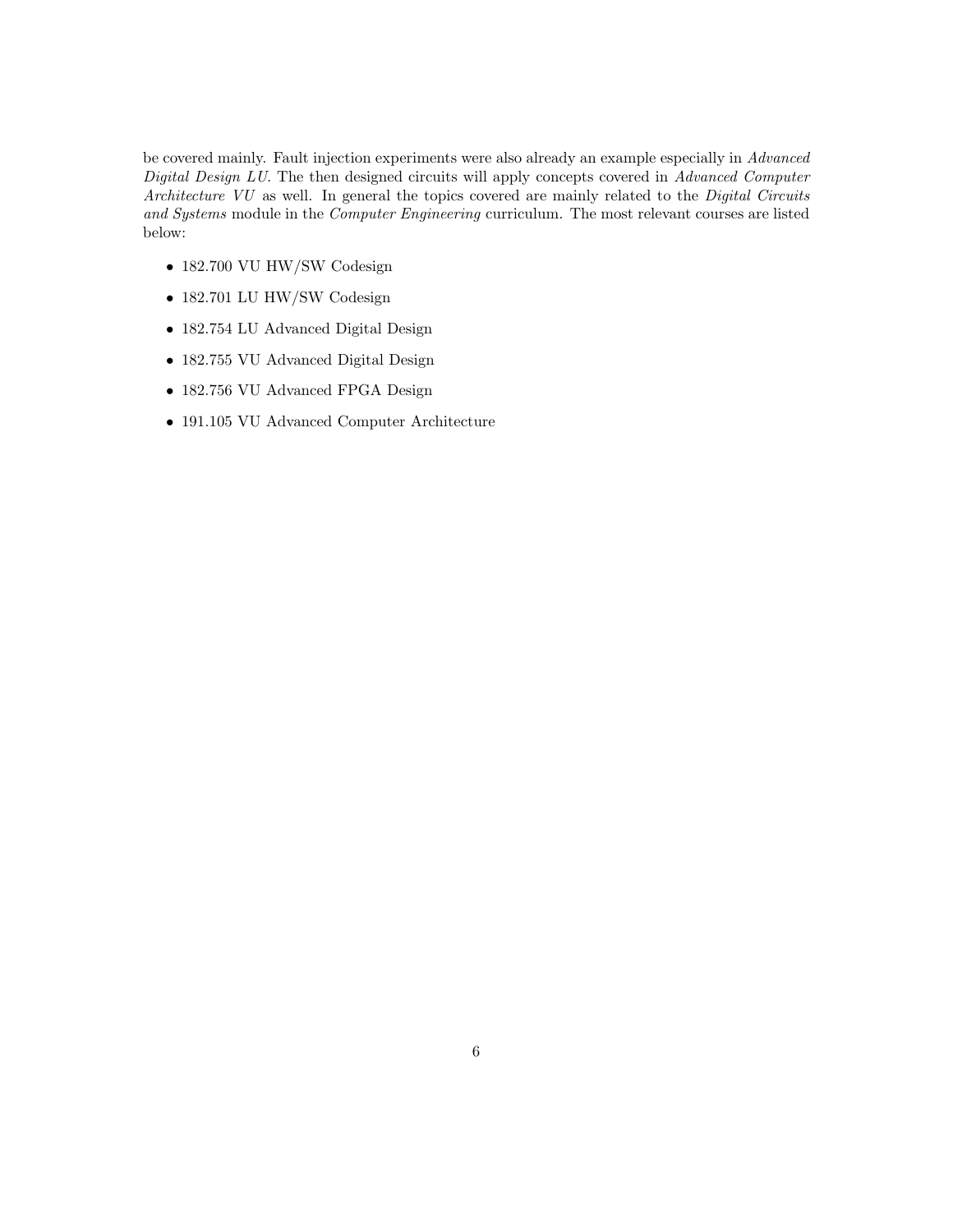be covered mainly. Fault injection experiments were also already an example especially in *Advanced Digital Design LU*. The then designed circuits will apply concepts covered in *Advanced Computer Architecture VU* as well. In general the topics covered are mainly related to the *Digital Circuits and Systems* module in the *Computer Engineering* curriculum. The most relevant courses are listed below:

- 182.700 VU HW/SW Codesign
- 182.701 LU HW/SW Codesign
- 182.754 LU Advanced Digital Design
- 182.755 VU Advanced Digital Design
- 182.756 VU Advanced FPGA Design
- 191.105 VU Advanced Computer Architecture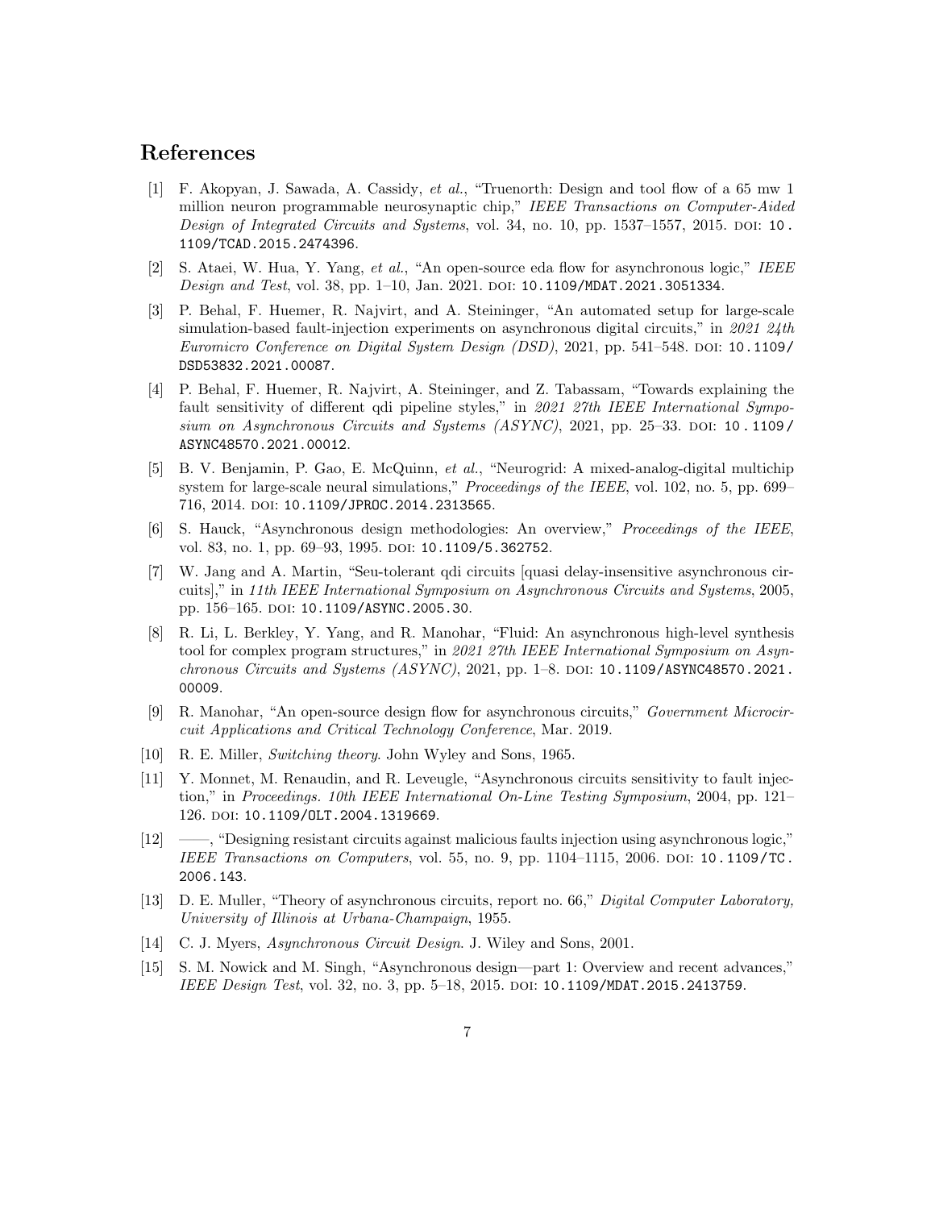## References

[1] F. Akopyan, J. Sawada, A. Cassidy, *et al.*, "Truenorth: Design and tool flow of a 65 mw 1 million neuron programmable neurosynaptic chip," *IEEE Transactions on Computer-Aided Design of Integrated Circuits and Systems*, vol. 34, no. 10, pp. 1537–1557, 2015. DOI: 10.1109/TCAD.2015.2474396.

[2] S. Ataei, W. Hua, Y. Yang, *et al.*, "An open-source eda flow for asynchronous logic," *IEEE Design and Test*, vol. 38, pp. 1–10, Jan. 2021. DOI: 10.1109/MDAT.2021.3051334.

[3] P. Behal, F. Huemer, R. Najvirt, and A. Steininger, "An automated setup for large-scale simulation-based fault-injection experiments on asynchronous digital circuits," in *2021 24th Euromicro Conference on Digital System Design (DSD)*, 2021, pp. 541–548. DOI: 10.1109/DSD53832.2021.00087.

[4] P. Behal, F. Huemer, R. Najvirt, A. Steininger, and Z. Tabassam, "Towards explaining the fault sensitivity of different qdi pipeline styles," in *2021 27th IEEE International Symposium on Asynchronous Circuits and Systems (ASYNC)*, 2021, pp. 25–33. DOI: 10.1109/ASYNC48570.2021.00012.

[5] B. V. Benjamin, P. Gao, E. McQuinn, *et al.*, "Neurogrid: A mixed-analog-digital multichip system for large-scale neural simulations," *Proceedings of the IEEE*, vol. 102, no. 5, pp. 699–716, 2014. DOI: 10.1109/JPROC.2014.2313565.

[6] S. Hauck, "Asynchronous design methodologies: An overview," *Proceedings of the IEEE*, vol. 83, no. 1, pp. 69–93, 1995. DOI: 10.1109/5.362752.

[7] W. Jang and A. Martin, "Seu-tolerant qdi circuits [quasi delay-insensitive asynchronous circuits]," in *11th IEEE International Symposium on Asynchronous Circuits and Systems*, 2005, pp. 156–165. DOI: 10.1109/ASYNC.2005.30.

[8] R. Li, L. Berkley, Y. Yang, and R. Manohar, "Fluid: An asynchronous high-level synthesis tool for complex program structures," in *2021 27th IEEE International Symposium on Asynchronous Circuits and Systems (ASYNC)*, 2021, pp. 1–8. DOI: 10.1109/ASYNC48570.2021.00009.

[9] R. Manohar, "An open-source design flow for asynchronous circuits," *Government Microcircuit Applications and Critical Technology Conference*, Mar. 2019.

[10] R. E. Miller, *Switching theory*. John Wyley and Sons, 1965.

[11] Y. Monnet, M. Renaudin, and R. Leveugle, "Asynchronous circuits sensitivity to fault injection," in *Proceedings. 10th IEEE International On-Line Testing Symposium*, 2004, pp. 121–126. DOI: 10.1109/OLT.2004.1319669.

[12] ——, "Designing resistant circuits against malicious faults injection using asynchronous logic," *IEEE Transactions on Computers*, vol. 55, no. 9, pp. 1104–1115, 2006. DOI: 10.1109/TC.2006.143.

[13] D. E. Muller, "Theory of asynchronous circuits, report no. 66," *Digital Computer Laboratory, University of Illinois at Urbana-Champaign*, 1955.

[14] C. J. Myers, *Asynchronous Circuit Design*. J. Wiley and Sons, 2001.

[15] S. M. Nowick and M. Singh, "Asynchronous design—part 1: Overview and recent advances," *IEEE Design Test*, vol. 32, no. 3, pp. 5–18, 2015. DOI: 10.1109/MDAT.2015.2413759.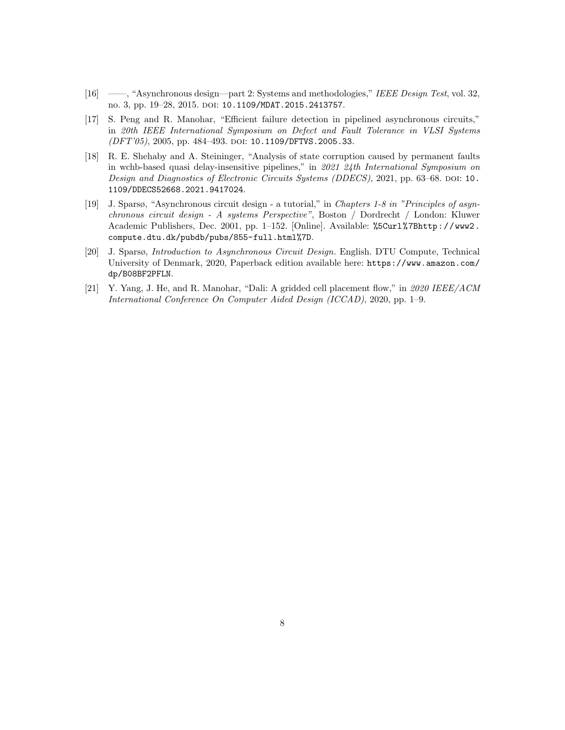[16] ——, "Asynchronous design—part 2: Systems and methodologies," *IEEE Design Test*, vol. 32, no. 3, pp. 19–28, 2015. DOI: 10.1109/MDAT.2015.2413757.

[17] S. Peng and R. Manohar, "Efficient failure detection in pipelined asynchronous circuits," in *20th IEEE International Symposium on Defect and Fault Tolerance in VLSI Systems (DFT'05)*, 2005, pp. 484–493. DOI: 10.1109/DFTVS.2005.33.

[18] R. E. Shehaby and A. Steininger, "Analysis of state corruption caused by permanent faults in wchb-based quasi delay-insensitive pipelines," in *2021 24th International Symposium on Design and Diagnostics of Electronic Circuits Systems (DDECS)*, 2021, pp. 63–68. DOI: 10.1109/DDECS52668.2021.9417024.

[19] J. Sparsø, "Asynchronous circuit design - a tutorial," in *Chapters 1-8 in "Principles of asynchronous circuit design - A systems Perspective"*, Boston / Dordrecht / London: Kluwer Academic Publishers, Dec. 2001, pp. 1–152. [Online]. Available: %5Curl%7Bhttp://www2.compute.dtu.dk/pubdb/pubs/855-full.html%7D.

[20] J. Sparsø, *Introduction to Asynchronous Circuit Design.* English. DTU Compute, Technical University of Denmark, 2020, Paperback edition available here: https://www.amazon.com/dp/B08BF2PFLN.

[21] Y. Yang, J. He, and R. Manohar, "Dali: A gridded cell placement flow," in *2020 IEEE/ACM International Conference On Computer Aided Design (ICCAD)*, 2020, pp. 1–9.